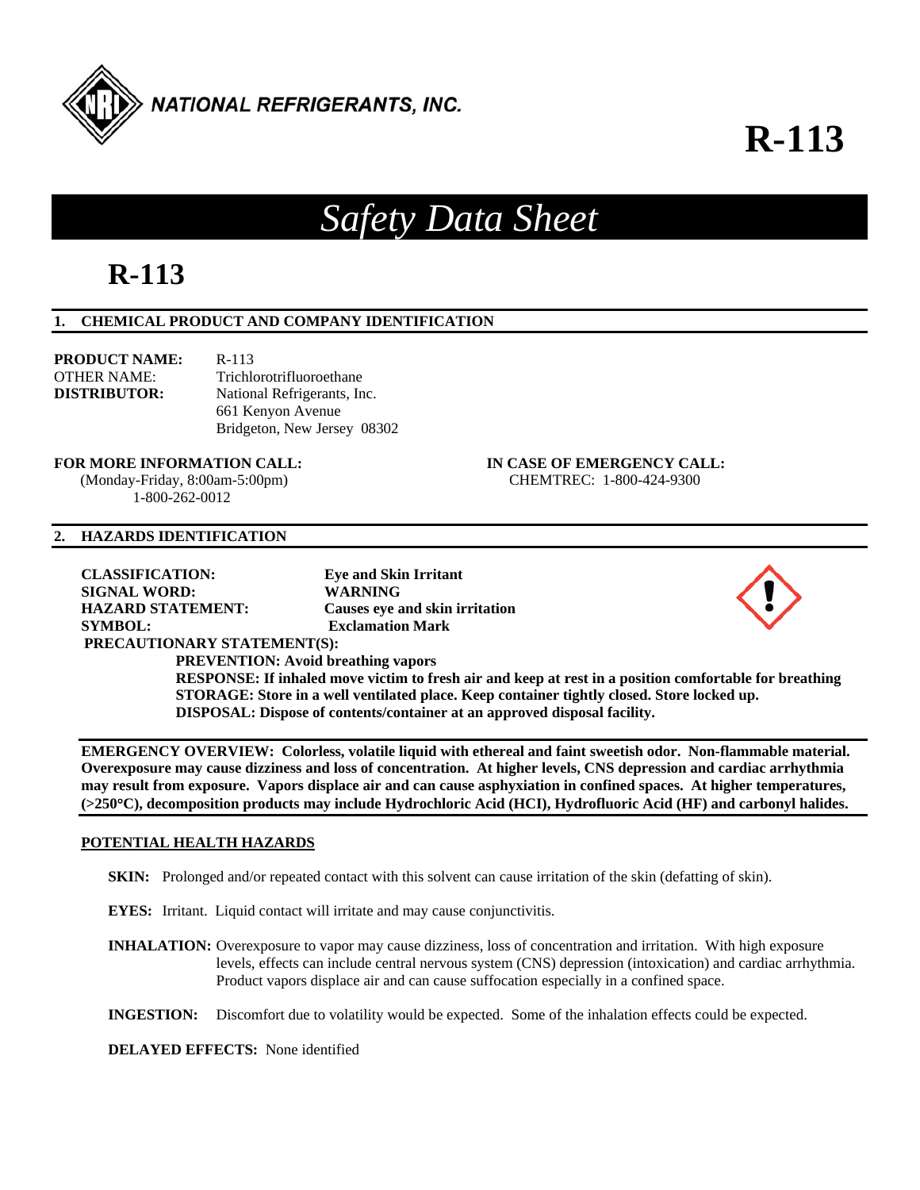NATIONAL REFRIGERANTS, INC.

# R-113

# *Safety Data Sheet*

## R-113

### 1. CHEMICAL PRODUCT AND COMPANY IDENTIFICATION

**PRODUCT NAME:** R-113
OTHER NAME: Trichlorotrifluoroethane
**DISTRIBUTOR:** National Refrigerants, Inc.
661 Kenyon Avenue
Bridgeton, New Jersey 08302

**FOR MORE INFORMATION CALL:**
(Monday-Friday, 8:00am-5:00pm)
1-800-262-0012

**IN CASE OF EMERGENCY CALL:**
CHEMTREC: 1-800-424-9300

### 2. HAZARDS IDENTIFICATION

**CLASSIFICATION:** **Eye and Skin Irritant**
**SIGNAL WORD:** **WARNING**
**HAZARD STATEMENT:** **Causes eye and skin irritation**
**SYMBOL:** **Exclamation Mark**
**PRECAUTIONARY STATEMENT(S):**
**PREVENTION: Avoid breathing vapors**
**RESPONSE: If inhaled move victim to fresh air and keep at rest in a position comfortable for breathing**
**STORAGE: Store in a well ventilated place. Keep container tightly closed. Store locked up.**
**DISPOSAL: Dispose of contents/container at an approved disposal facility.**

**EMERGENCY OVERVIEW: Colorless, volatile liquid with ethereal and faint sweetish odor. Non-flammable material. Overexposure may cause dizziness and loss of concentration. At higher levels, CNS depression and cardiac arrhythmia may result from exposure. Vapors displace air and can cause asphyxiation in confined spaces. At higher temperatures, (>250°C), decomposition products may include Hydrochloric Acid (HCI), Hydrofluoric Acid (HF) and carbonyl halides.**

**POTENTIAL HEALTH HAZARDS**

**SKIN:** Prolonged and/or repeated contact with this solvent can cause irritation of the skin (defatting of skin).

**EYES:** Irritant. Liquid contact will irritate and may cause conjunctivitis.

**INHALATION:** Overexposure to vapor may cause dizziness, loss of concentration and irritation. With high exposure levels, effects can include central nervous system (CNS) depression (intoxication) and cardiac arrhythmia. Product vapors displace air and can cause suffocation especially in a confined space.

**INGESTION:** Discomfort due to volatility would be expected. Some of the inhalation effects could be expected.

**DELAYED EFFECTS:** None identified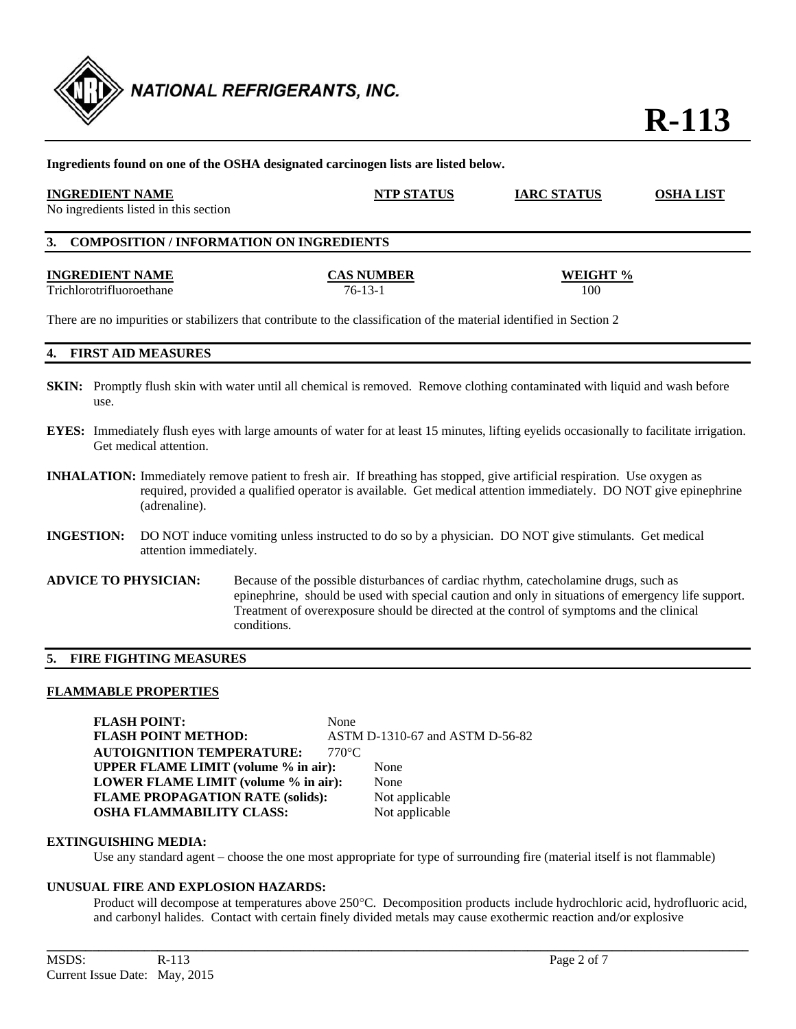**Ingredients found on one of the OSHA designated carcinogen lists are listed below.**

| INGREDIENT NAME | NTP STATUS | IARC STATUS | OSHA LIST |
|---|---|---|---|
| No ingredients listed in this section | | | |

## 3. COMPOSITION / INFORMATION ON INGREDIENTS

| INGREDIENT NAME | CAS NUMBER | WEIGHT % |
|---|---|---|
| Trichlorotrifluoroethane | 76-13-1 | 100 |

There are no impurities or stabilizers that contribute to the classification of the material identified in Section 2

## 4. FIRST AID MEASURES

**SKIN:** Promptly flush skin with water until all chemical is removed. Remove clothing contaminated with liquid and wash before use.

**EYES:** Immediately flush eyes with large amounts of water for at least 15 minutes, lifting eyelids occasionally to facilitate irrigation. Get medical attention.

**INHALATION:** Immediately remove patient to fresh air. If breathing has stopped, give artificial respiration. Use oxygen as required, provided a qualified operator is available. Get medical attention immediately. DO NOT give epinephrine (adrenaline).

**INGESTION:** DO NOT induce vomiting unless instructed to do so by a physician. DO NOT give stimulants. Get medical attention immediately.

**ADVICE TO PHYSICIAN:** Because of the possible disturbances of cardiac rhythm, catecholamine drugs, such as epinephrine, should be used with special caution and only in situations of emergency life support. Treatment of overexposure should be directed at the control of symptoms and the clinical conditions.

## 5. FIRE FIGHTING MEASURES

### FLAMMABLE PROPERTIES

**FLASH POINT:** None
**FLASH POINT METHOD:** ASTM D-1310-67 and ASTM D-56-82
**AUTOIGNITION TEMPERATURE:** 770°C
**UPPER FLAME LIMIT (volume % in air):** None
**LOWER FLAME LIMIT (volume % in air):** None
**FLAME PROPAGATION RATE (solids):** Not applicable
**OSHA FLAMMABILITY CLASS:** Not applicable

**EXTINGUISHING MEDIA:**

Use any standard agent – choose the one most appropriate for type of surrounding fire (material itself is not flammable)

**UNUSUAL FIRE AND EXPLOSION HAZARDS:**

Product will decompose at temperatures above 250°C. Decomposition products include hydrochloric acid, hydrofluoric acid, and carbonyl halides. Contact with certain finely divided metals may cause exothermic reaction and/or explosive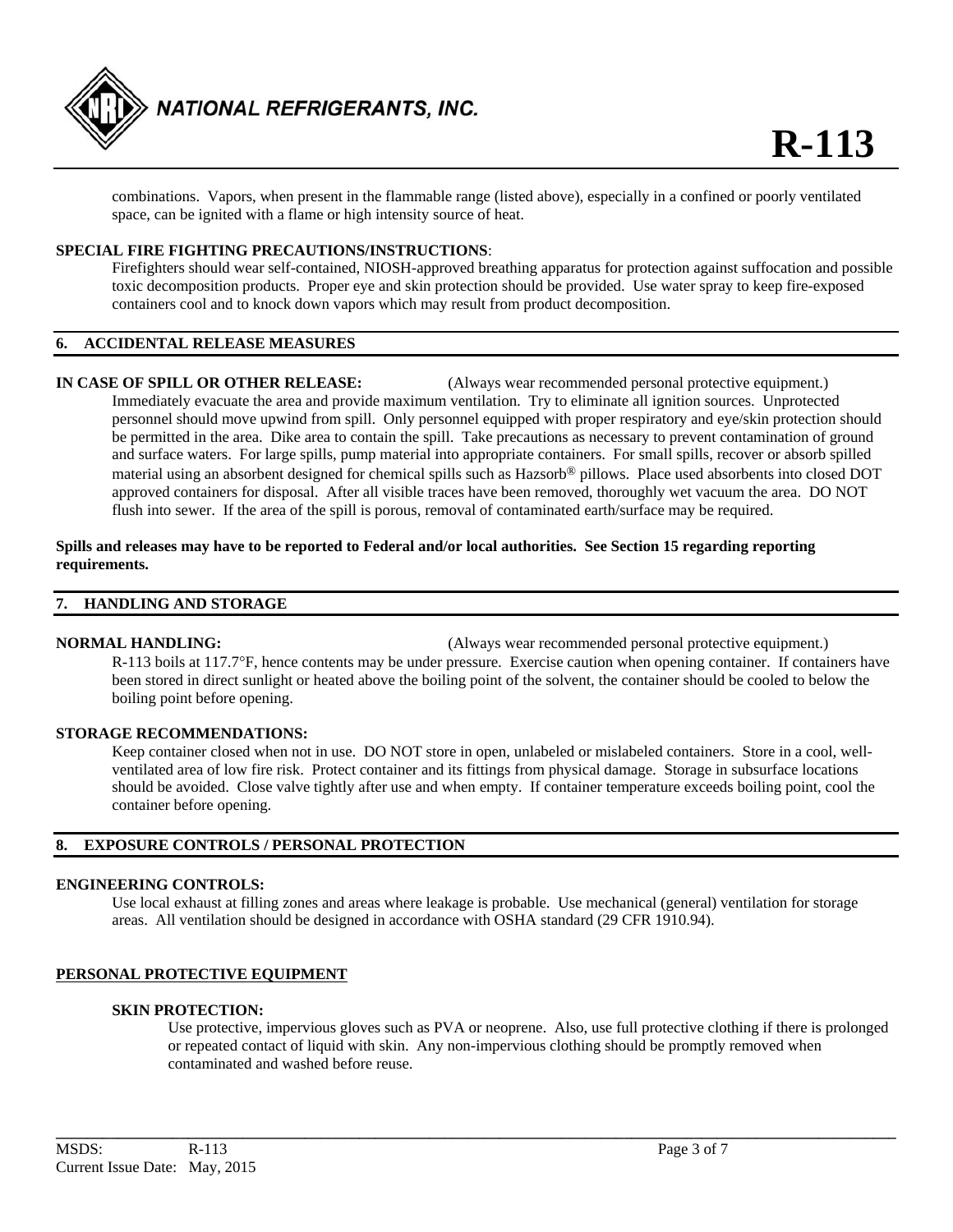combinations. Vapors, when present in the flammable range (listed above), especially in a confined or poorly ventilated space, can be ignited with a flame or high intensity source of heat.

**SPECIAL FIRE FIGHTING PRECAUTIONS/INSTRUCTIONS**:

Firefighters should wear self-contained, NIOSH-approved breathing apparatus for protection against suffocation and possible toxic decomposition products. Proper eye and skin protection should be provided. Use water spray to keep fire-exposed containers cool and to knock down vapors which may result from product decomposition.

## 6. ACCIDENTAL RELEASE MEASURES

**IN CASE OF SPILL OR OTHER RELEASE:** (Always wear recommended personal protective equipment.)

Immediately evacuate the area and provide maximum ventilation. Try to eliminate all ignition sources. Unprotected personnel should move upwind from spill. Only personnel equipped with proper respiratory and eye/skin protection should be permitted in the area. Dike area to contain the spill. Take precautions as necessary to prevent contamination of ground and surface waters. For large spills, pump material into appropriate containers. For small spills, recover or absorb spilled material using an absorbent designed for chemical spills such as Hazsorb® pillows. Place used absorbents into closed DOT approved containers for disposal. After all visible traces have been removed, thoroughly wet vacuum the area. DO NOT flush into sewer. If the area of the spill is porous, removal of contaminated earth/surface may be required.

**Spills and releases may have to be reported to Federal and/or local authorities. See Section 15 regarding reporting requirements.**

## 7. HANDLING AND STORAGE

**NORMAL HANDLING:** (Always wear recommended personal protective equipment.)

R-113 boils at 117.7°F, hence contents may be under pressure. Exercise caution when opening container. If containers have been stored in direct sunlight or heated above the boiling point of the solvent, the container should be cooled to below the boiling point before opening.

**STORAGE RECOMMENDATIONS:**

Keep container closed when not in use. DO NOT store in open, unlabeled or mislabeled containers. Store in a cool, well-ventilated area of low fire risk. Protect container and its fittings from physical damage. Storage in subsurface locations should be avoided. Close valve tightly after use and when empty. If container temperature exceeds boiling point, cool the container before opening.

## 8. EXPOSURE CONTROLS / PERSONAL PROTECTION

**ENGINEERING CONTROLS:**

Use local exhaust at filling zones and areas where leakage is probable. Use mechanical (general) ventilation for storage areas. All ventilation should be designed in accordance with OSHA standard (29 CFR 1910.94).

**PERSONAL PROTECTIVE EQUIPMENT**

**SKIN PROTECTION:**

Use protective, impervious gloves such as PVA or neoprene. Also, use full protective clothing if there is prolonged or repeated contact of liquid with skin. Any non-impervious clothing should be promptly removed when contaminated and washed before reuse.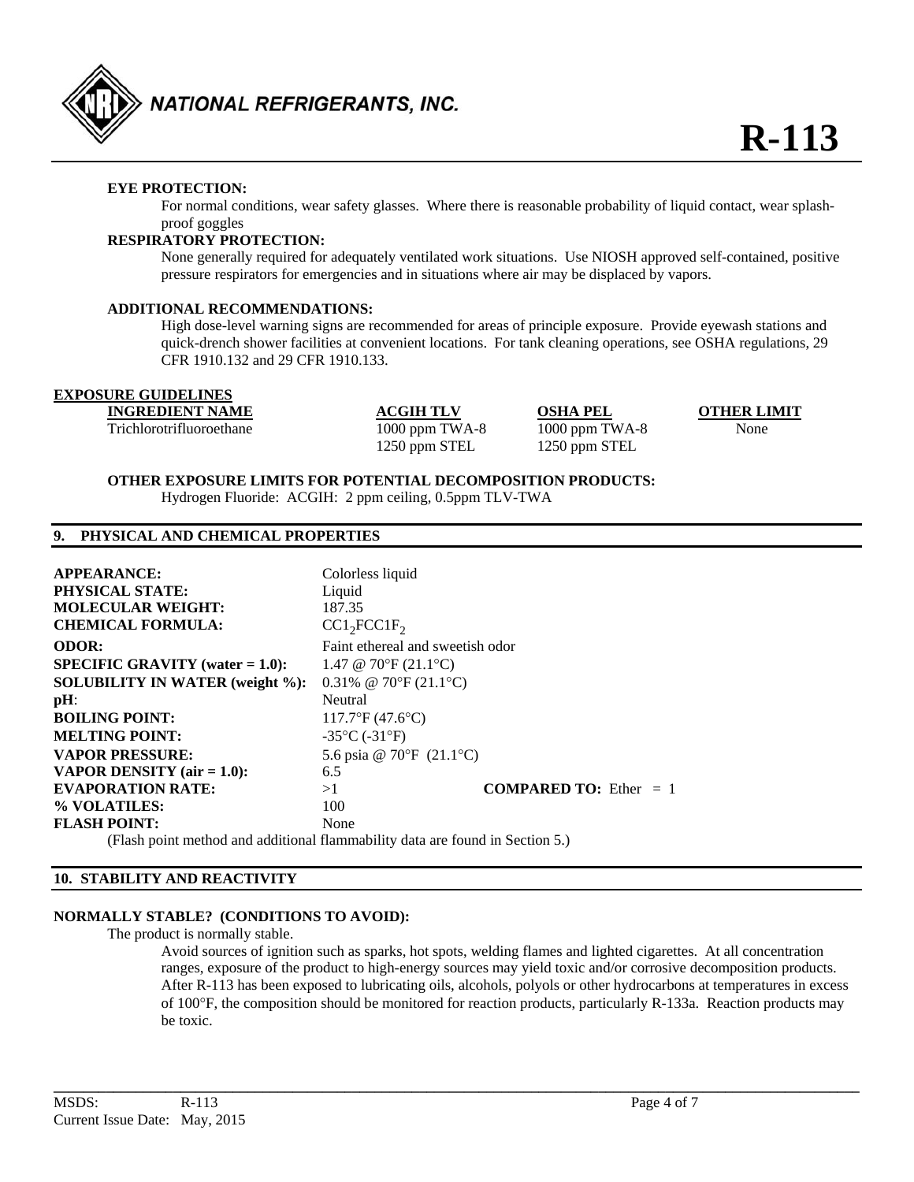**EYE PROTECTION:**

For normal conditions, wear safety glasses. Where there is reasonable probability of liquid contact, wear splash-proof goggles

**RESPIRATORY PROTECTION:**

None generally required for adequately ventilated work situations. Use NIOSH approved self-contained, positive pressure respirators for emergencies and in situations where air may be displaced by vapors.

**ADDITIONAL RECOMMENDATIONS:**

High dose-level warning signs are recommended for areas of principle exposure. Provide eyewash stations and quick-drench shower facilities at convenient locations. For tank cleaning operations, see OSHA regulations, 29 CFR 1910.132 and 29 CFR 1910.133.

**EXPOSURE GUIDELINES**

| INGREDIENT NAME | ACGIH TLV | OSHA PEL | OTHER LIMIT |
|---|---|---|---|
| Trichlorotrifluoroethane | 1000 ppm TWA-8<br>1250 ppm STEL | 1000 ppm TWA-8<br>1250 ppm STEL | None |

**OTHER EXPOSURE LIMITS FOR POTENTIAL DECOMPOSITION PRODUCTS:**

Hydrogen Fluoride: ACGIH: 2 ppm ceiling, 0.5ppm TLV-TWA

## 9. PHYSICAL AND CHEMICAL PROPERTIES

| | |
|---|---|
| **APPEARANCE:** | Colorless liquid |
| **PHYSICAL STATE:** | Liquid |
| **MOLECULAR WEIGHT:** | 187.35 |
| **CHEMICAL FORMULA:** | $CCl_2FCClF_2$ |
| **ODOR:** | Faint ethereal and sweetish odor |
| **SPECIFIC GRAVITY (water = 1.0):** | 1.47 @ 70°F (21.1°C) |
| **SOLUBILITY IN WATER (weight %):** | 0.31% @ 70°F (21.1°C) |
| **pH**: | Neutral |
| **BOILING POINT:** | 117.7°F (47.6°C) |
| **MELTING POINT:** | -35°C (-31°F) |
| **VAPOR PRESSURE:** | 5.6 psia @ 70°F (21.1°C) |
| **VAPOR DENSITY (air = 1.0):** | 6.5 |
| **EVAPORATION RATE:** | >1 **COMPARED TO:** Ether = 1 |
| **% VOLATILES:** | 100 |
| **FLASH POINT:** | None |

(Flash point method and additional flammability data are found in Section 5.)

## 10. STABILITY AND REACTIVITY

**NORMALLY STABLE? (CONDITIONS TO AVOID):**

The product is normally stable.

Avoid sources of ignition such as sparks, hot spots, welding flames and lighted cigarettes. At all concentration ranges, exposure of the product to high-energy sources may yield toxic and/or corrosive decomposition products. After R-113 has been exposed to lubricating oils, alcohols, polyols or other hydrocarbons at temperatures in excess of 100°F, the composition should be monitored for reaction products, particularly R-133a. Reaction products may be toxic.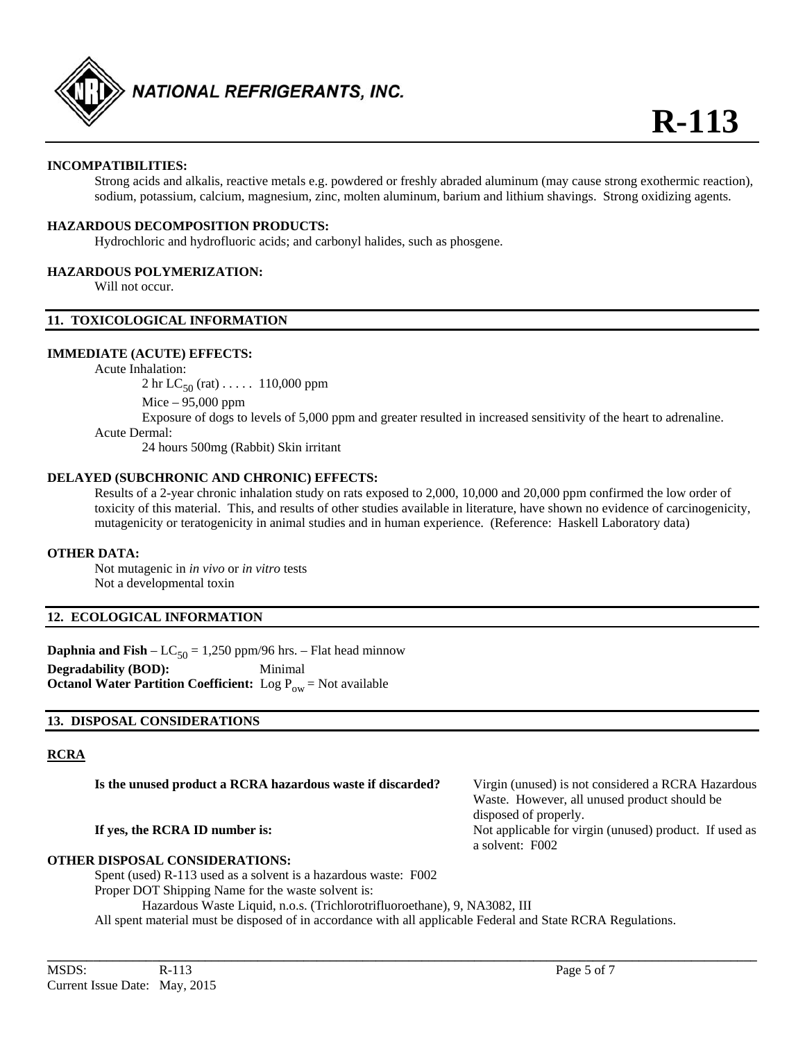**INCOMPATIBILITIES:**

Strong acids and alkalis, reactive metals e.g. powdered or freshly abraded aluminum (may cause strong exothermic reaction), sodium, potassium, calcium, magnesium, zinc, molten aluminum, barium and lithium shavings. Strong oxidizing agents.

**HAZARDOUS DECOMPOSITION PRODUCTS:**

Hydrochloric and hydrofluoric acids; and carbonyl halides, such as phosgene.

**HAZARDOUS POLYMERIZATION:**

Will not occur.

## 11. TOXICOLOGICAL INFORMATION

**IMMEDIATE (ACUTE) EFFECTS:**

Acute Inhalation:

2 hr $LC_{50}$ (rat) . . . . . 110,000 ppm

Mice – 95,000 ppm

Exposure of dogs to levels of 5,000 ppm and greater resulted in increased sensitivity of the heart to adrenaline.

Acute Dermal:

24 hours 500mg (Rabbit) Skin irritant

**DELAYED (SUBCHRONIC AND CHRONIC) EFFECTS:**

Results of a 2-year chronic inhalation study on rats exposed to 2,000, 10,000 and 20,000 ppm confirmed the low order of toxicity of this material. This, and results of other studies available in literature, have shown no evidence of carcinogenicity, mutagenicity or teratogenicity in animal studies and in human experience. (Reference: Haskell Laboratory data)

**OTHER DATA:**

Not mutagenic in *in vivo* or *in vitro* tests
Not a developmental toxin

## 12. ECOLOGICAL INFORMATION

**Daphnia and Fish** – $LC_{50}$ = 1,250 ppm/96 hrs. – Flat head minnow
**Degradability (BOD):** Minimal
**Octanol Water Partition Coefficient:** Log $P_{ow}$ = Not available

## 13. DISPOSAL CONSIDERATIONS

**RCRA**

**Is the unused product a RCRA hazardous waste if discarded?** Virgin (unused) is not considered a RCRA Hazardous Waste. However, all unused product should be disposed of properly.

**If yes, the RCRA ID number is:** Not applicable for virgin (unused) product. If used as a solvent: F002

**OTHER DISPOSAL CONSIDERATIONS:**

Spent (used) R-113 used as a solvent is a hazardous waste: F002

Proper DOT Shipping Name for the waste solvent is:

Hazardous Waste Liquid, n.o.s. (Trichlorotrifluoroethane), 9, NA3082, III

All spent material must be disposed of in accordance with all applicable Federal and State RCRA Regulations.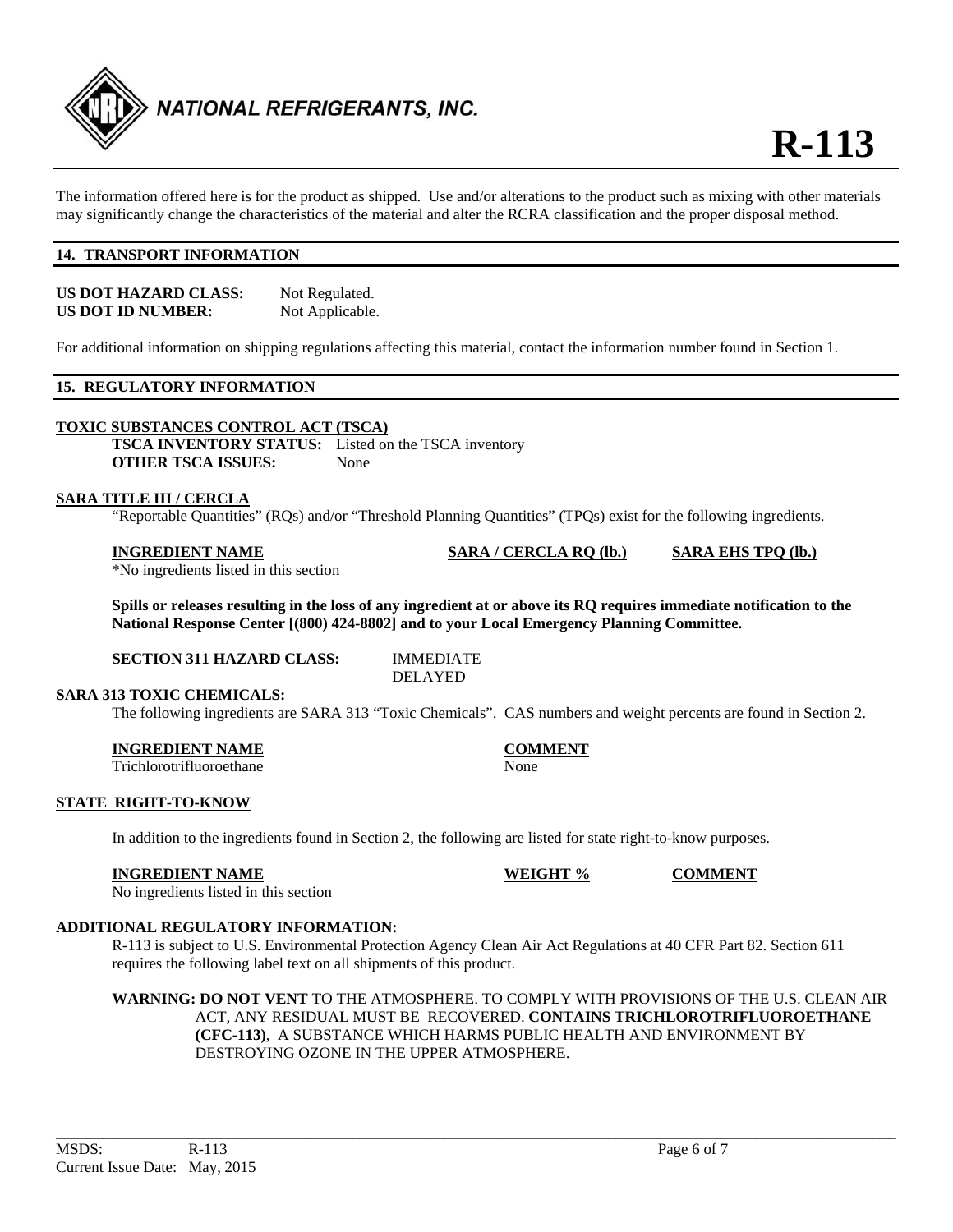The information offered here is for the product as shipped. Use and/or alterations to the product such as mixing with other materials may significantly change the characteristics of the material and alter the RCRA classification and the proper disposal method.

## 14. TRANSPORT INFORMATION

**US DOT HAZARD CLASS:** Not Regulated.
**US DOT ID NUMBER:** Not Applicable.

For additional information on shipping regulations affecting this material, contact the information number found in Section 1.

## 15. REGULATORY INFORMATION

### TOXIC SUBSTANCES CONTROL ACT (TSCA)

**TSCA INVENTORY STATUS:** Listed on the TSCA inventory
**OTHER TSCA ISSUES:** None

### SARA TITLE III / CERCLA

"Reportable Quantities" (RQs) and/or "Threshold Planning Quantities" (TPQs) exist for the following ingredients.

| INGREDIENT NAME | SARA / CERCLA RQ (lb.) | SARA EHS TPQ (lb.) |
|---|---|---|
| *No ingredients listed in this section | | |

**Spills or releases resulting in the loss of any ingredient at or above its RQ requires immediate notification to the National Response Center [(800) 424-8802] and to your Local Emergency Planning Committee.**

**SECTION 311 HAZARD CLASS:** IMMEDIATE
DELAYED

### SARA 313 TOXIC CHEMICALS:

The following ingredients are SARA 313 "Toxic Chemicals". CAS numbers and weight percents are found in Section 2.

| INGREDIENT NAME | COMMENT |
|---|---|
| Trichlorotrifluoroethane | None |

### STATE RIGHT-TO-KNOW

In addition to the ingredients found in Section 2, the following are listed for state right-to-know purposes.

| INGREDIENT NAME | WEIGHT % | COMMENT |
|---|---|---|
| No ingredients listed in this section | | |

### ADDITIONAL REGULATORY INFORMATION:

R-113 is subject to U.S. Environmental Protection Agency Clean Air Act Regulations at 40 CFR Part 82. Section 611 requires the following label text on all shipments of this product.

**WARNING: DO NOT VENT** TO THE ATMOSPHERE. TO COMPLY WITH PROVISIONS OF THE U.S. CLEAN AIR ACT, ANY RESIDUAL MUST BE RECOVERED. **CONTAINS TRICHLOROTRIFLUOROETHANE (CFC-113)**, A SUBSTANCE WHICH HARMS PUBLIC HEALTH AND ENVIRONMENT BY DESTROYING OZONE IN THE UPPER ATMOSPHERE.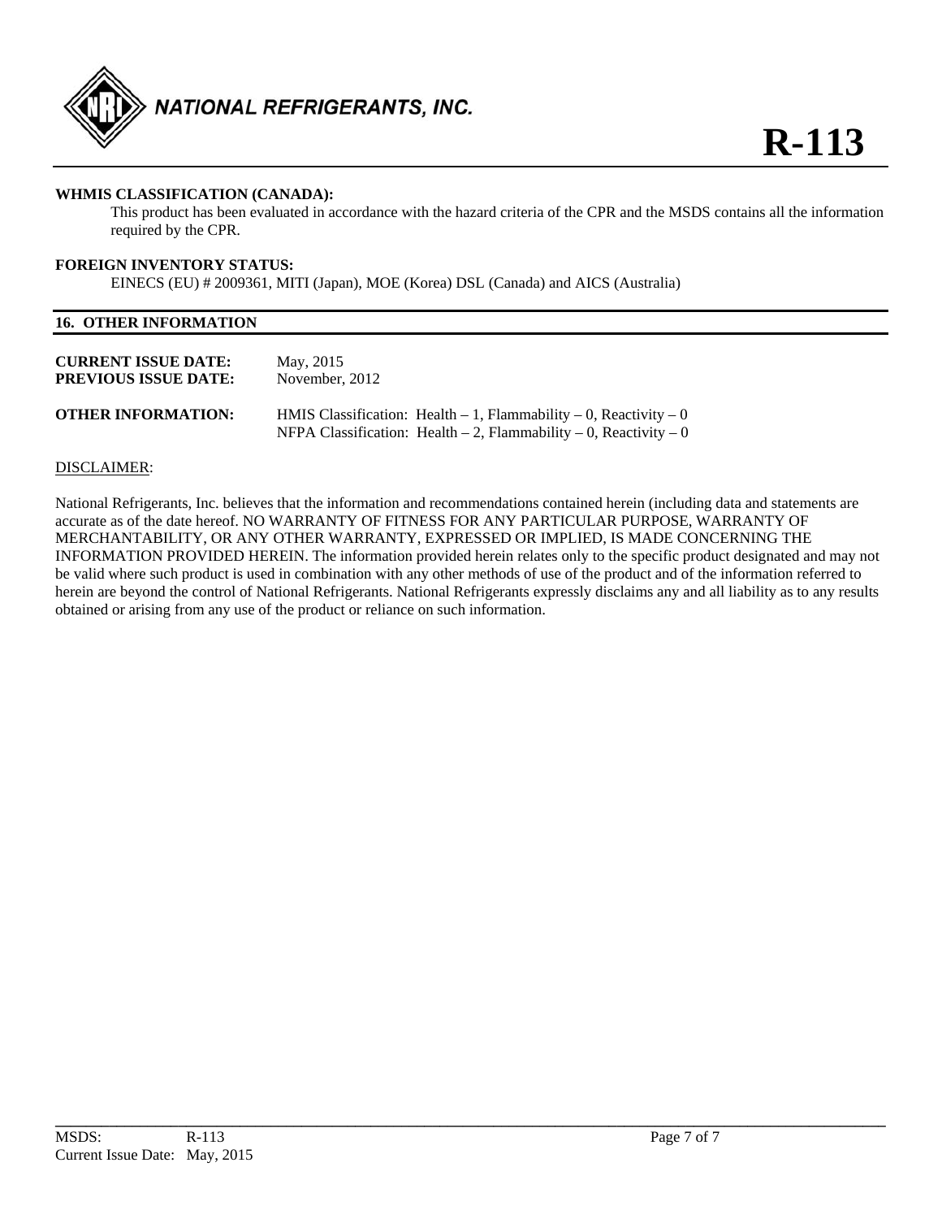**WHMIS CLASSIFICATION (CANADA):**

This product has been evaluated in accordance with the hazard criteria of the CPR and the MSDS contains all the information required by the CPR.

**FOREIGN INVENTORY STATUS:**

EINECS (EU) # 2009361, MITI (Japan), MOE (Korea) DSL (Canada) and AICS (Australia)

## 16. OTHER INFORMATION

**CURRENT ISSUE DATE:** May, 2015
**PREVIOUS ISSUE DATE:** November, 2012

**OTHER INFORMATION:** HMIS Classification: Health – 1, Flammability – 0, Reactivity – 0
NFPA Classification: Health – 2, Flammability – 0, Reactivity – 0

DISCLAIMER:

National Refrigerants, Inc. believes that the information and recommendations contained herein (including data and statements are accurate as of the date hereof. NO WARRANTY OF FITNESS FOR ANY PARTICULAR PURPOSE, WARRANTY OF MERCHANTABILITY, OR ANY OTHER WARRANTY, EXPRESSED OR IMPLIED, IS MADE CONCERNING THE INFORMATION PROVIDED HEREIN. The information provided herein relates only to the specific product designated and may not be valid where such product is used in combination with any other methods of use of the product and of the information referred to herein are beyond the control of National Refrigerants. National Refrigerants expressly disclaims any and all liability as to any results obtained or arising from any use of the product or reliance on such information.